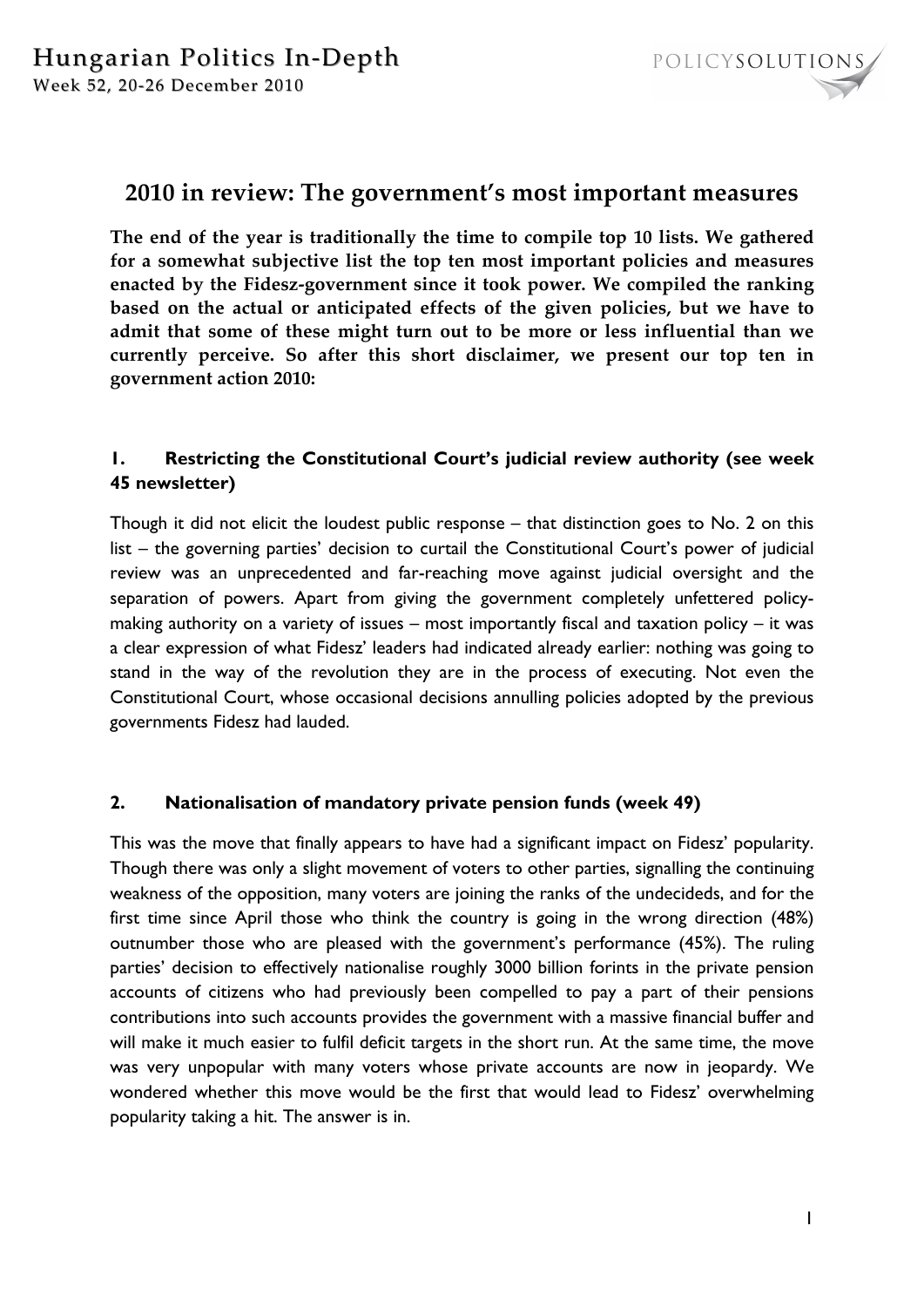# 2010 in review: The government's most important measures

**The end of the year is traditionally the time to compile top 10 lists. We gathered for a somewhat subjective list the top ten most important policies and measures enacted by the Fidesz-government since it took power. We compiled the ranking based on the actual or anticipated effects of the given policies, but we have to admit that some of these might turn out to be more or less influential than we currently perceive. So after this short disclaimer, we present our top ten in government action 2010:**

## 1. Restricting the Constitutional Court's judicial review authority (see week 45 newsletter)

Though it did not elicit the loudest public response – that distinction goes to No. 2 on this list – the governing parties' decision to curtail the Constitutional Court's power of judicial review was an unprecedented and far-reaching move against judicial oversight and the separation of powers. Apart from giving the government completely unfettered policy-making authority on a variety of issues – most importantly fiscal and taxation policy – it was a clear expression of what Fidesz' leaders had indicated already earlier: nothing was going to stand in the way of the revolution they are in the process of executing. Not even the Constitutional Court, whose occasional decisions annulling policies adopted by the previous governments Fidesz had lauded.

## 2. Nationalisation of mandatory private pension funds (week 49)

This was the move that finally appears to have had a significant impact on Fidesz' popularity. Though there was only a slight movement of voters to other parties, signalling the continuing weakness of the opposition, many voters are joining the ranks of the undecideds, and for the first time since April those who think the country is going in the wrong direction (48%) outnumber those who are pleased with the government's performance (45%). The ruling parties' decision to effectively nationalise roughly 3000 billion forints in the private pension accounts of citizens who had previously been compelled to pay a part of their pensions contributions into such accounts provides the government with a massive financial buffer and will make it much easier to fulfil deficit targets in the short run. At the same time, the move was very unpopular with many voters whose private accounts are now in jeopardy. We wondered whether this move would be the first that would lead to Fidesz' overwhelming popularity taking a hit. The answer is in.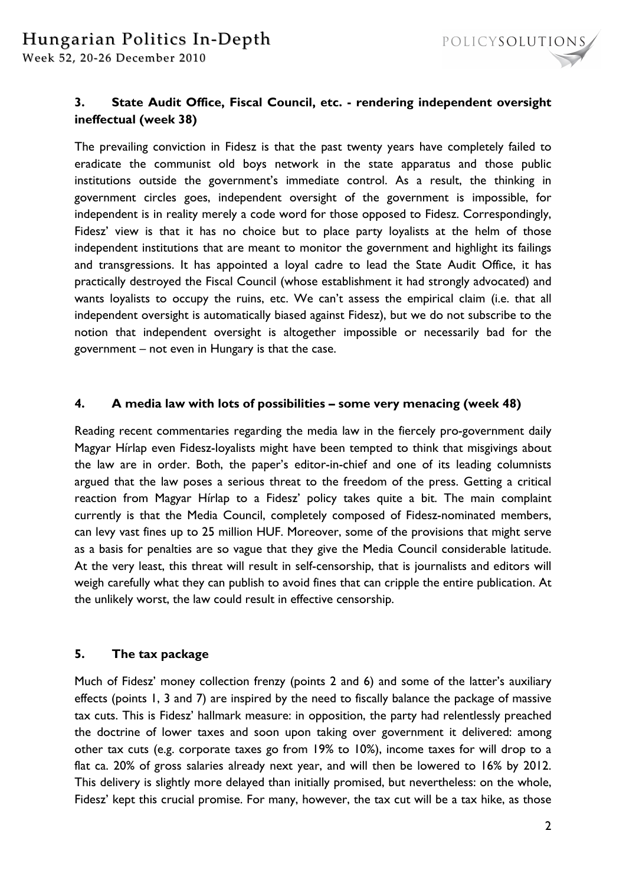### 3. State Audit Office, Fiscal Council, etc. - rendering independent oversight ineffectual (week 38)

The prevailing conviction in Fidesz is that the past twenty years have completely failed to eradicate the communist old boys network in the state apparatus and those public institutions outside the government's immediate control. As a result, the thinking in government circles goes, independent oversight of the government is impossible, for independent is in reality merely a code word for those opposed to Fidesz. Correspondingly, Fidesz' view is that it has no choice but to place party loyalists at the helm of those independent institutions that are meant to monitor the government and highlight its failings and transgressions. It has appointed a loyal cadre to lead the State Audit Office, it has practically destroyed the Fiscal Council (whose establishment it had strongly advocated) and wants loyalists to occupy the ruins, etc. We can't assess the empirical claim (i.e. that all independent oversight is automatically biased against Fidesz), but we do not subscribe to the notion that independent oversight is altogether impossible or necessarily bad for the government – not even in Hungary is that the case.

### 4. A media law with lots of possibilities – some very menacing (week 48)

Reading recent commentaries regarding the media law in the fiercely pro-government daily Magyar Hírlap even Fidesz-loyalists might have been tempted to think that misgivings about the law are in order. Both, the paper's editor-in-chief and one of its leading columnists argued that the law poses a serious threat to the freedom of the press. Getting a critical reaction from Magyar Hírlap to a Fidesz' policy takes quite a bit. The main complaint currently is that the Media Council, completely composed of Fidesz-nominated members, can levy vast fines up to 25 million HUF. Moreover, some of the provisions that might serve as a basis for penalties are so vague that they give the Media Council considerable latitude. At the very least, this threat will result in self-censorship, that is journalists and editors will weigh carefully what they can publish to avoid fines that can cripple the entire publication. At the unlikely worst, the law could result in effective censorship.

### 5. The tax package

Much of Fidesz' money collection frenzy (points 2 and 6) and some of the latter's auxiliary effects (points 1, 3 and 7) are inspired by the need to fiscally balance the package of massive tax cuts. This is Fidesz' hallmark measure: in opposition, the party had relentlessly preached the doctrine of lower taxes and soon upon taking over government it delivered: among other tax cuts (e.g. corporate taxes go from 19% to 10%), income taxes for will drop to a flat ca. 20% of gross salaries already next year, and will then be lowered to 16% by 2012. This delivery is slightly more delayed than initially promised, but nevertheless: on the whole, Fidesz' kept this crucial promise. For many, however, the tax cut will be a tax hike, as those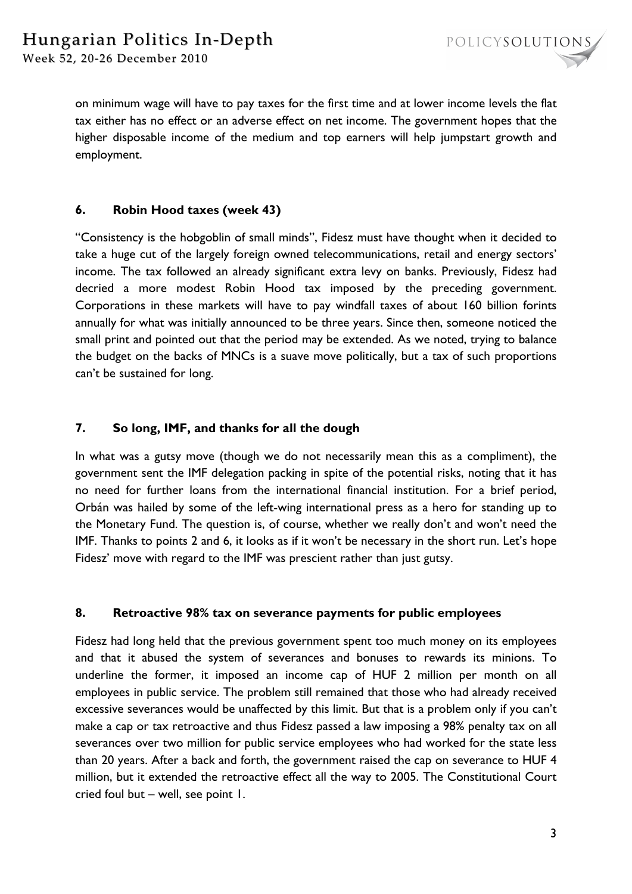on minimum wage will have to pay taxes for the first time and at lower income levels the flat tax either has no effect or an adverse effect on net income. The government hopes that the higher disposable income of the medium and top earners will help jumpstart growth and employment.

## 6. Robin Hood taxes (week 43)

"Consistency is the hobgoblin of small minds", Fidesz must have thought when it decided to take a huge cut of the largely foreign owned telecommunications, retail and energy sectors' income. The tax followed an already significant extra levy on banks. Previously, Fidesz had decried a more modest Robin Hood tax imposed by the preceding government. Corporations in these markets will have to pay windfall taxes of about 160 billion forints annually for what was initially announced to be three years. Since then, someone noticed the small print and pointed out that the period may be extended. As we noted, trying to balance the budget on the backs of MNCs is a suave move politically, but a tax of such proportions can't be sustained for long.

## 7. So long, IMF, and thanks for all the dough

In what was a gutsy move (though we do not necessarily mean this as a compliment), the government sent the IMF delegation packing in spite of the potential risks, noting that it has no need for further loans from the international financial institution. For a brief period, Orbán was hailed by some of the left-wing international press as a hero for standing up to the Monetary Fund. The question is, of course, whether we really don't and won't need the IMF. Thanks to points 2 and 6, it looks as if it won't be necessary in the short run. Let's hope Fidesz' move with regard to the IMF was prescient rather than just gutsy.

## 8. Retroactive 98% tax on severance payments for public employees

Fidesz had long held that the previous government spent too much money on its employees and that it abused the system of severances and bonuses to rewards its minions. To underline the former, it imposed an income cap of HUF 2 million per month on all employees in public service. The problem still remained that those who had already received excessive severances would be unaffected by this limit. But that is a problem only if you can't make a cap or tax retroactive and thus Fidesz passed a law imposing a 98% penalty tax on all severances over two million for public service employees who had worked for the state less than 20 years. After a back and forth, the government raised the cap on severance to HUF 4 million, but it extended the retroactive effect all the way to 2005. The Constitutional Court cried foul but – well, see point 1.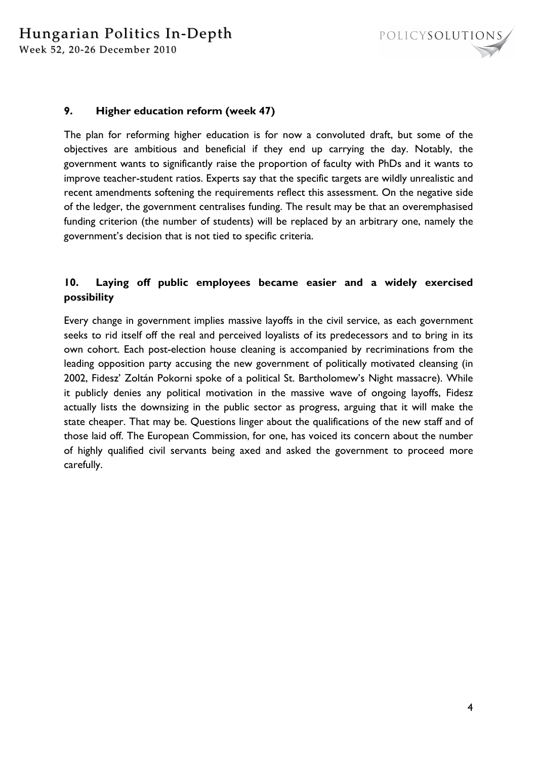### 9. Higher education reform (week 47)

The plan for reforming higher education is for now a convoluted draft, but some of the objectives are ambitious and beneficial if they end up carrying the day. Notably, the government wants to significantly raise the proportion of faculty with PhDs and it wants to improve teacher-student ratios. Experts say that the specific targets are wildly unrealistic and recent amendments softening the requirements reflect this assessment. On the negative side of the ledger, the government centralises funding. The result may be that an overemphasised funding criterion (the number of students) will be replaced by an arbitrary one, namely the government's decision that is not tied to specific criteria.

### 10. Laying off public employees became easier and a widely exercised possibility

Every change in government implies massive layoffs in the civil service, as each government seeks to rid itself off the real and perceived loyalists of its predecessors and to bring in its own cohort. Each post-election house cleaning is accompanied by recriminations from the leading opposition party accusing the new government of politically motivated cleansing (in 2002, Fidesz' Zoltán Pokorni spoke of a political St. Bartholomew's Night massacre). While it publicly denies any political motivation in the massive wave of ongoing layoffs, Fidesz actually lists the downsizing in the public sector as progress, arguing that it will make the state cheaper. That may be. Questions linger about the qualifications of the new staff and of those laid off. The European Commission, for one, has voiced its concern about the number of highly qualified civil servants being axed and asked the government to proceed more carefully.